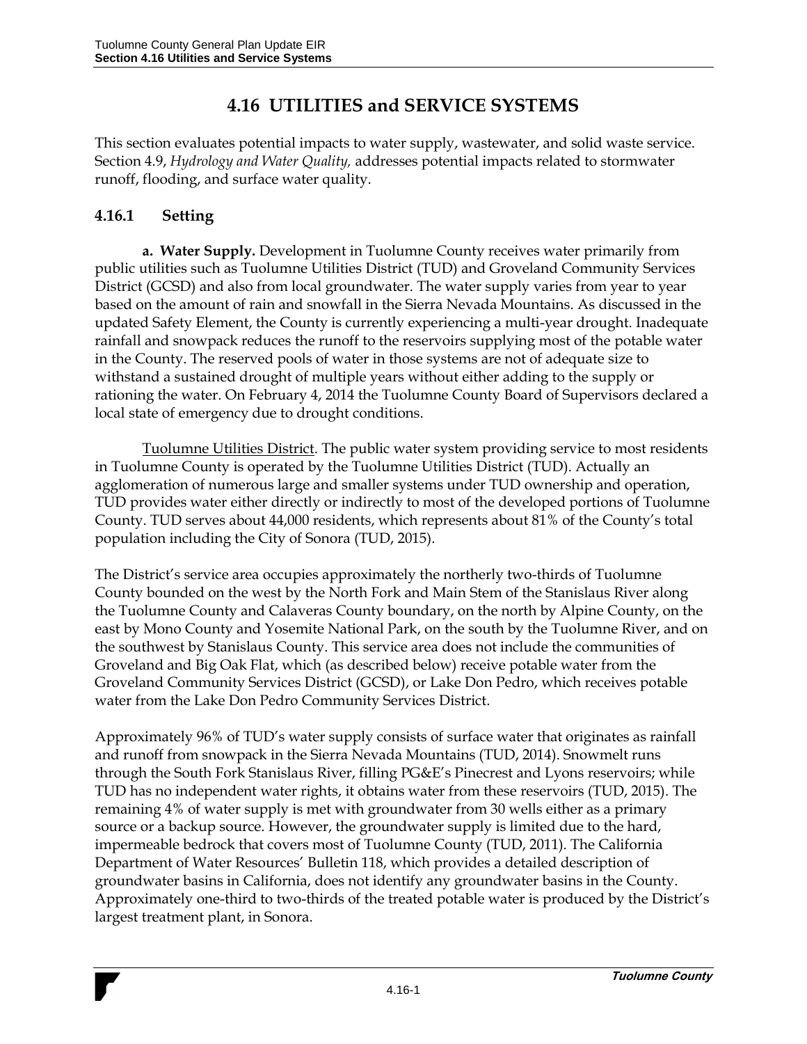# 4.16 UTILITIES and SERVICE SYSTEMS

This section evaluates potential impacts to water supply, wastewater, and solid waste service. Section 4.9, *Hydrology and Water Quality,* addresses potential impacts related to stormwater runoff, flooding, and surface water quality.

## 4.16.1 Setting

**a. Water Supply.** Development in Tuolumne County receives water primarily from public utilities such as Tuolumne Utilities District (TUD) and Groveland Community Services District (GCSD) and also from local groundwater. The water supply varies from year to year based on the amount of rain and snowfall in the Sierra Nevada Mountains. As discussed in the updated Safety Element, the County is currently experiencing a multi-year drought. Inadequate rainfall and snowpack reduces the runoff to the reservoirs supplying most of the potable water in the County. The reserved pools of water in those systems are not of adequate size to withstand a sustained drought of multiple years without either adding to the supply or rationing the water. On February 4, 2014 the Tuolumne County Board of Supervisors declared a local state of emergency due to drought conditions.

Tuolumne Utilities District. The public water system providing service to most residents in Tuolumne County is operated by the Tuolumne Utilities District (TUD). Actually an agglomeration of numerous large and smaller systems under TUD ownership and operation, TUD provides water either directly or indirectly to most of the developed portions of Tuolumne County. TUD serves about 44,000 residents, which represents about 81% of the County's total population including the City of Sonora (TUD, 2015).

The District's service area occupies approximately the northerly two-thirds of Tuolumne County bounded on the west by the North Fork and Main Stem of the Stanislaus River along the Tuolumne County and Calaveras County boundary, on the north by Alpine County, on the east by Mono County and Yosemite National Park, on the south by the Tuolumne River, and on the southwest by Stanislaus County. This service area does not include the communities of Groveland and Big Oak Flat, which (as described below) receive potable water from the Groveland Community Services District (GCSD), or Lake Don Pedro, which receives potable water from the Lake Don Pedro Community Services District.

Approximately 96% of TUD's water supply consists of surface water that originates as rainfall and runoff from snowpack in the Sierra Nevada Mountains (TUD, 2014). Snowmelt runs through the South Fork Stanislaus River, filling PG&E's Pinecrest and Lyons reservoirs; while TUD has no independent water rights, it obtains water from these reservoirs (TUD, 2015). The remaining 4% of water supply is met with groundwater from 30 wells either as a primary source or a backup source. However, the groundwater supply is limited due to the hard, impermeable bedrock that covers most of Tuolumne County (TUD, 2011). The California Department of Water Resources' Bulletin 118, which provides a detailed description of groundwater basins in California, does not identify any groundwater basins in the County. Approximately one-third to two-thirds of the treated potable water is produced by the District's largest treatment plant, in Sonora.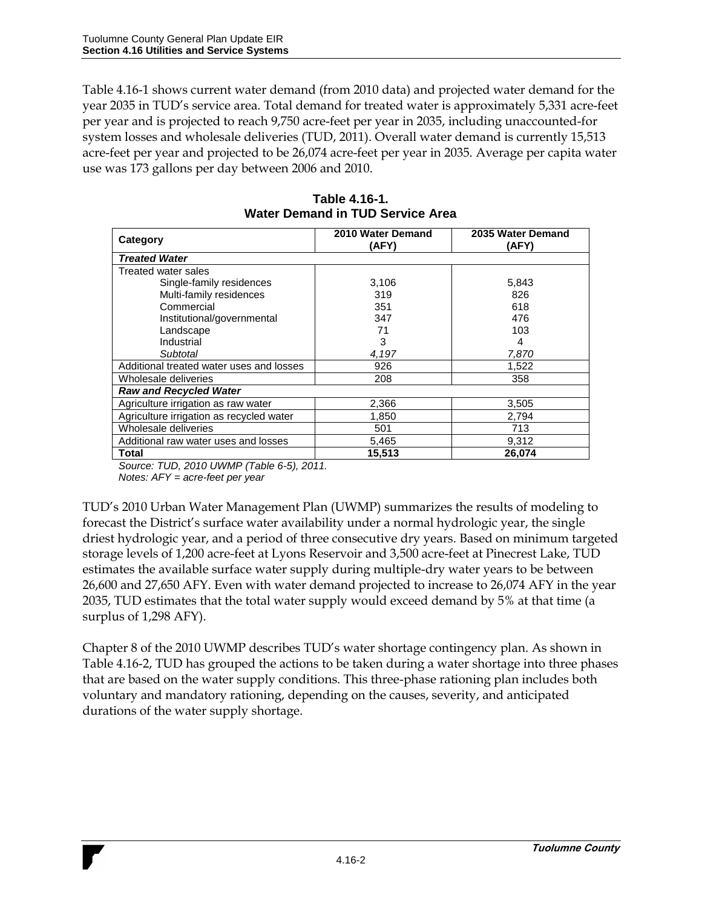Table 4.16-1 shows current water demand (from 2010 data) and projected water demand for the year 2035 in TUD's service area. Total demand for treated water is approximately 5,331 acre-feet per year and is projected to reach 9,750 acre-feet per year in 2035, including unaccounted-for system losses and wholesale deliveries (TUD, 2011). Overall water demand is currently 15,513 acre-feet per year and projected to be 26,074 acre-feet per year in 2035. Average per capita water use was 173 gallons per day between 2006 and 2010.

**Table 4.16-1.**
**Water Demand in TUD Service Area**

| Category | 2010 Water Demand (AFY) | 2035 Water Demand (AFY) |
|---|---|---|
| ***Treated Water*** | | |
| Treated water sales | | |
| Single-family residences | 3,106 | 5,843 |
| Multi-family residences | 319 | 826 |
| Commercial | 351 | 618 |
| Institutional/governmental | 347 | 476 |
| Landscape | 71 | 103 |
| Industrial | 3 | 4 |
| *Subtotal* | *4,197* | *7,870* |
| Additional treated water uses and losses | 926 | 1,522 |
| Wholesale deliveries | 208 | 358 |
| ***Raw and Recycled Water*** | | |
| Agriculture irrigation as raw water | 2,366 | 3,505 |
| Agriculture irrigation as recycled water | 1,850 | 2,794 |
| Wholesale deliveries | 501 | 713 |
| Additional raw water uses and losses | 5,465 | 9,312 |
| **Total** | **15,513** | **26,074** |

*Source: TUD, 2010 UWMP (Table 6-5), 2011.*
*Notes: AFY = acre-feet per year*

TUD's 2010 Urban Water Management Plan (UWMP) summarizes the results of modeling to forecast the District's surface water availability under a normal hydrologic year, the single driest hydrologic year, and a period of three consecutive dry years. Based on minimum targeted storage levels of 1,200 acre-feet at Lyons Reservoir and 3,500 acre-feet at Pinecrest Lake, TUD estimates the available surface water supply during multiple-dry water years to be between 26,600 and 27,650 AFY. Even with water demand projected to increase to 26,074 AFY in the year 2035, TUD estimates that the total water supply would exceed demand by 5% at that time (a surplus of 1,298 AFY).

Chapter 8 of the 2010 UWMP describes TUD's water shortage contingency plan. As shown in Table 4.16-2, TUD has grouped the actions to be taken during a water shortage into three phases that are based on the water supply conditions. This three-phase rationing plan includes both voluntary and mandatory rationing, depending on the causes, severity, and anticipated durations of the water supply shortage.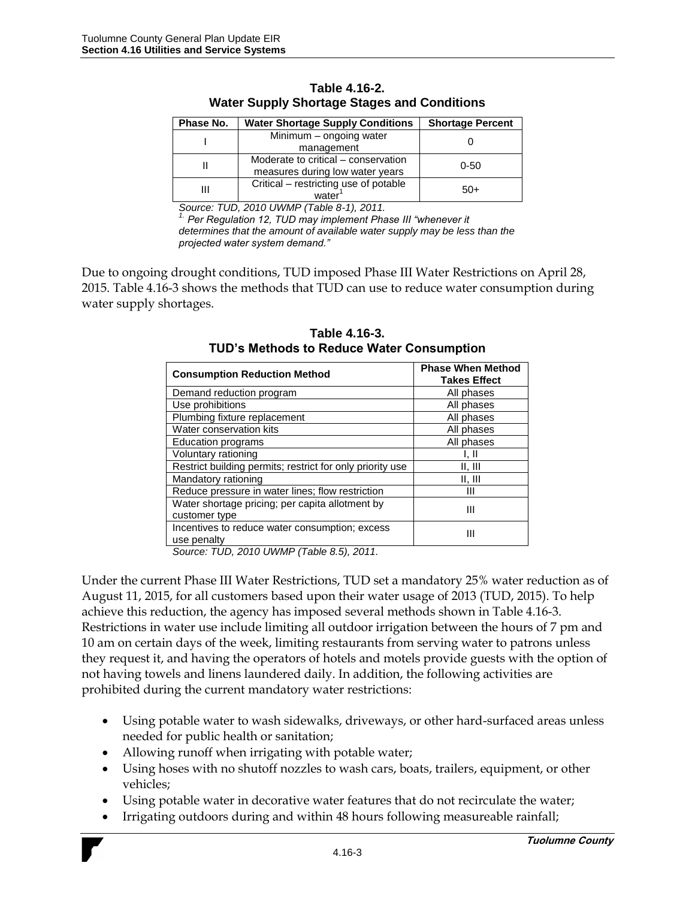**Table 4.16-2.**
**Water Supply Shortage Stages and Conditions**

| Phase No. | Water Shortage Supply Conditions | Shortage Percent |
|---|---|---|
| I | Minimum – ongoing water management | 0 |
| II | Moderate to critical – conservation measures during low water years | 0-50 |
| III | Critical – restricting use of potable water[1] | 50+ |

*Source: TUD, 2010 UWMP (Table 8-1), 2011.*

*[1] Per Regulation 12, TUD may implement Phase III "whenever it determines that the amount of available water supply may be less than the projected water system demand."*

Due to ongoing drought conditions, TUD imposed Phase III Water Restrictions on April 28, 2015. Table 4.16-3 shows the methods that TUD can use to reduce water consumption during water supply shortages.

**Table 4.16-3.**
**TUD's Methods to Reduce Water Consumption**

| Consumption Reduction Method | Phase When Method Takes Effect |
|---|---|
| Demand reduction program | All phases |
| Use prohibitions | All phases |
| Plumbing fixture replacement | All phases |
| Water conservation kits | All phases |
| Education programs | All phases |
| Voluntary rationing | I, II |
| Restrict building permits; restrict for only priority use | II, III |
| Mandatory rationing | II, III |
| Reduce pressure in water lines; flow restriction | III |
| Water shortage pricing; per capita allotment by customer type | III |
| Incentives to reduce water consumption; excess use penalty | III |

*Source: TUD, 2010 UWMP (Table 8.5), 2011.*

Under the current Phase III Water Restrictions, TUD set a mandatory 25% water reduction as of August 11, 2015, for all customers based upon their water usage of 2013 (TUD, 2015). To help achieve this reduction, the agency has imposed several methods shown in Table 4.16-3. Restrictions in water use include limiting all outdoor irrigation between the hours of 7 pm and 10 am on certain days of the week, limiting restaurants from serving water to patrons unless they request it, and having the operators of hotels and motels provide guests with the option of not having towels and linens laundered daily. In addition, the following activities are prohibited during the current mandatory water restrictions:

- Using potable water to wash sidewalks, driveways, or other hard-surfaced areas unless needed for public health or sanitation;
- Allowing runoff when irrigating with potable water;
- Using hoses with no shutoff nozzles to wash cars, boats, trailers, equipment, or other vehicles;
- Using potable water in decorative water features that do not recirculate the water;
- Irrigating outdoors during and within 48 hours following measureable rainfall;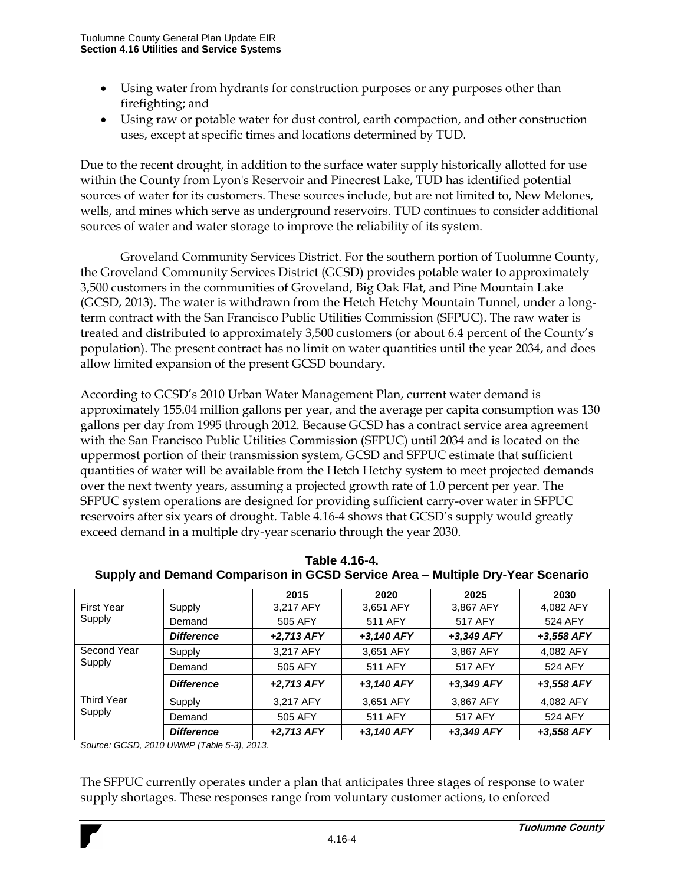- Using water from hydrants for construction purposes or any purposes other than firefighting; and
- Using raw or potable water for dust control, earth compaction, and other construction uses, except at specific times and locations determined by TUD.

Due to the recent drought, in addition to the surface water supply historically allotted for use within the County from Lyon's Reservoir and Pinecrest Lake, TUD has identified potential sources of water for its customers. These sources include, but are not limited to, New Melones, wells, and mines which serve as underground reservoirs. TUD continues to consider additional sources of water and water storage to improve the reliability of its system.

Groveland Community Services District. For the southern portion of Tuolumne County, the Groveland Community Services District (GCSD) provides potable water to approximately 3,500 customers in the communities of Groveland, Big Oak Flat, and Pine Mountain Lake (GCSD, 2013). The water is withdrawn from the Hetch Hetchy Mountain Tunnel, under a long-term contract with the San Francisco Public Utilities Commission (SFPUC). The raw water is treated and distributed to approximately 3,500 customers (or about 6.4 percent of the County's population). The present contract has no limit on water quantities until the year 2034, and does allow limited expansion of the present GCSD boundary.

According to GCSD's 2010 Urban Water Management Plan, current water demand is approximately 155.04 million gallons per year, and the average per capita consumption was 130 gallons per day from 1995 through 2012. Because GCSD has a contract service area agreement with the San Francisco Public Utilities Commission (SFPUC) until 2034 and is located on the uppermost portion of their transmission system, GCSD and SFPUC estimate that sufficient quantities of water will be available from the Hetch Hetchy system to meet projected demands over the next twenty years, assuming a projected growth rate of 1.0 percent per year. The SFPUC system operations are designed for providing sufficient carry-over water in SFPUC reservoirs after six years of drought. Table 4.16-4 shows that GCSD's supply would greatly exceed demand in a multiple dry-year scenario through the year 2030.

**Table 4.16-4.**
**Supply and Demand Comparison in GCSD Service Area – Multiple Dry-Year Scenario**

| | | 2015 | 2020 | 2025 | 2030 |
|---|---|---|---|---|---|
| First Year Supply | Supply | 3,217 AFY | 3,651 AFY | 3,867 AFY | 4,082 AFY |
| | Demand | 505 AFY | 511 AFY | 517 AFY | 524 AFY |
| | ***Difference*** | ***+2,713 AFY*** | ***+3,140 AFY*** | ***+3,349 AFY*** | ***+3,558 AFY*** |
| Second Year Supply | Supply | 3,217 AFY | 3,651 AFY | 3,867 AFY | 4,082 AFY |
| | Demand | 505 AFY | 511 AFY | 517 AFY | 524 AFY |
| | ***Difference*** | ***+2,713 AFY*** | ***+3,140 AFY*** | ***+3,349 AFY*** | ***+3,558 AFY*** |
| Third Year Supply | Supply | 3,217 AFY | 3,651 AFY | 3,867 AFY | 4,082 AFY |
| | Demand | 505 AFY | 511 AFY | 517 AFY | 524 AFY |
| | ***Difference*** | ***+2,713 AFY*** | ***+3,140 AFY*** | ***+3,349 AFY*** | ***+3,558 AFY*** |

*Source: GCSD, 2010 UWMP (Table 5-3), 2013.*

The SFPUC currently operates under a plan that anticipates three stages of response to water supply shortages. These responses range from voluntary customer actions, to enforced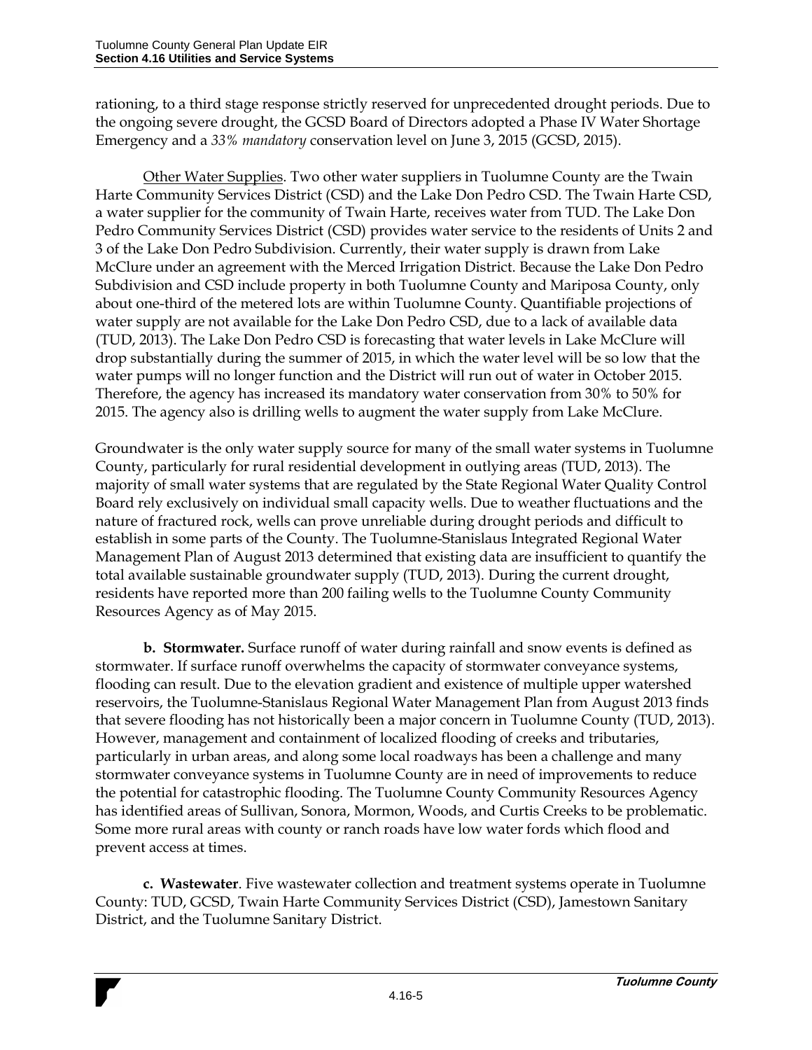rationing, to a third stage response strictly reserved for unprecedented drought periods. Due to the ongoing severe drought, the GCSD Board of Directors adopted a Phase IV Water Shortage Emergency and a *33% mandatory* conservation level on June 3, 2015 (GCSD, 2015).

Other Water Supplies. Two other water suppliers in Tuolumne County are the Twain Harte Community Services District (CSD) and the Lake Don Pedro CSD. The Twain Harte CSD, a water supplier for the community of Twain Harte, receives water from TUD. The Lake Don Pedro Community Services District (CSD) provides water service to the residents of Units 2 and 3 of the Lake Don Pedro Subdivision. Currently, their water supply is drawn from Lake McClure under an agreement with the Merced Irrigation District. Because the Lake Don Pedro Subdivision and CSD include property in both Tuolumne County and Mariposa County, only about one-third of the metered lots are within Tuolumne County. Quantifiable projections of water supply are not available for the Lake Don Pedro CSD, due to a lack of available data (TUD, 2013). The Lake Don Pedro CSD is forecasting that water levels in Lake McClure will drop substantially during the summer of 2015, in which the water level will be so low that the water pumps will no longer function and the District will run out of water in October 2015. Therefore, the agency has increased its mandatory water conservation from 30% to 50% for 2015. The agency also is drilling wells to augment the water supply from Lake McClure.

Groundwater is the only water supply source for many of the small water systems in Tuolumne County, particularly for rural residential development in outlying areas (TUD, 2013). The majority of small water systems that are regulated by the State Regional Water Quality Control Board rely exclusively on individual small capacity wells. Due to weather fluctuations and the nature of fractured rock, wells can prove unreliable during drought periods and difficult to establish in some parts of the County. The Tuolumne-Stanislaus Integrated Regional Water Management Plan of August 2013 determined that existing data are insufficient to quantify the total available sustainable groundwater supply (TUD, 2013). During the current drought, residents have reported more than 200 failing wells to the Tuolumne County Community Resources Agency as of May 2015.

**b. Stormwater.** Surface runoff of water during rainfall and snow events is defined as stormwater. If surface runoff overwhelms the capacity of stormwater conveyance systems, flooding can result. Due to the elevation gradient and existence of multiple upper watershed reservoirs, the Tuolumne-Stanislaus Regional Water Management Plan from August 2013 finds that severe flooding has not historically been a major concern in Tuolumne County (TUD, 2013). However, management and containment of localized flooding of creeks and tributaries, particularly in urban areas, and along some local roadways has been a challenge and many stormwater conveyance systems in Tuolumne County are in need of improvements to reduce the potential for catastrophic flooding. The Tuolumne County Community Resources Agency has identified areas of Sullivan, Sonora, Mormon, Woods, and Curtis Creeks to be problematic. Some more rural areas with county or ranch roads have low water fords which flood and prevent access at times.

**c. Wastewater**. Five wastewater collection and treatment systems operate in Tuolumne County: TUD, GCSD, Twain Harte Community Services District (CSD), Jamestown Sanitary District, and the Tuolumne Sanitary District.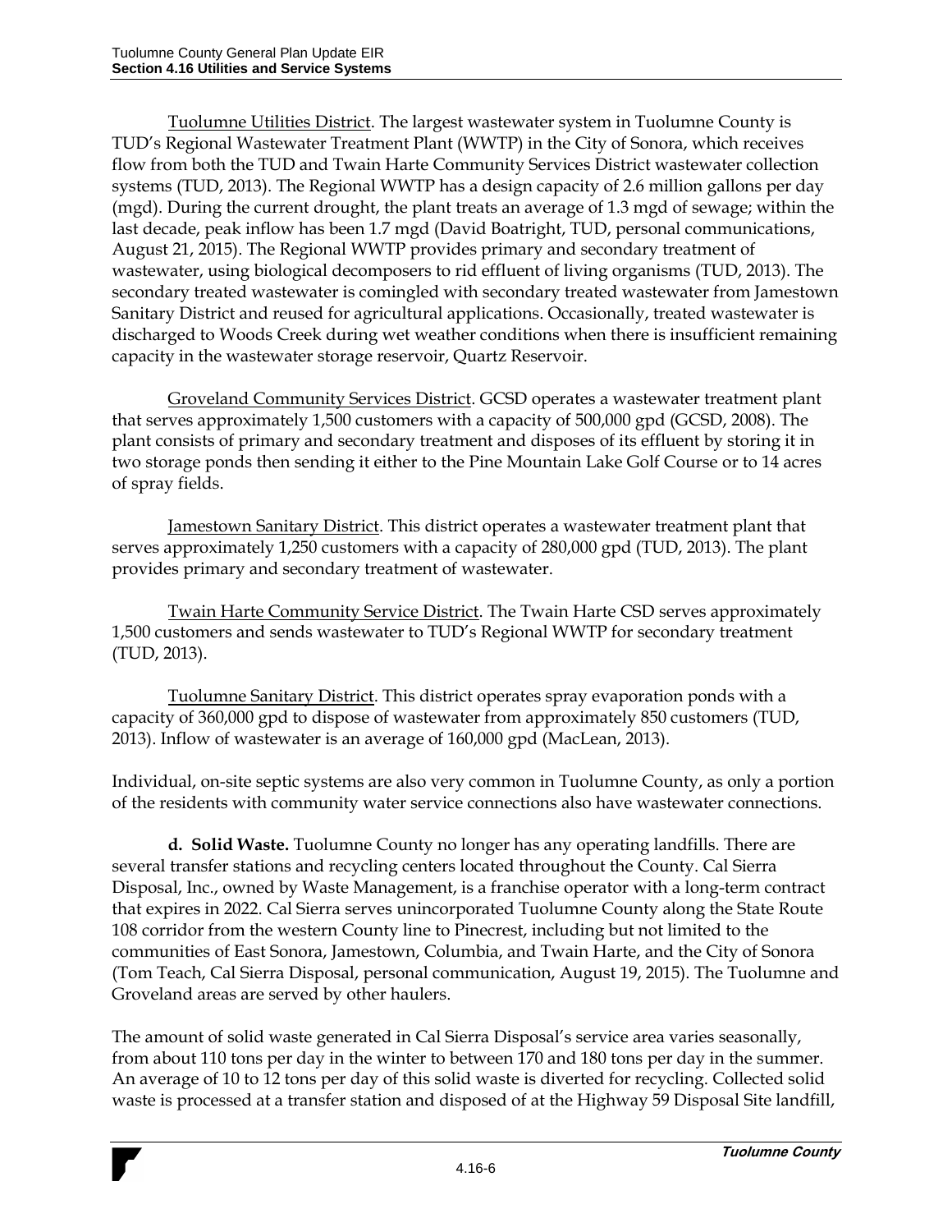Tuolumne Utilities District. The largest wastewater system in Tuolumne County is TUD's Regional Wastewater Treatment Plant (WWTP) in the City of Sonora, which receives flow from both the TUD and Twain Harte Community Services District wastewater collection systems (TUD, 2013). The Regional WWTP has a design capacity of 2.6 million gallons per day (mgd). During the current drought, the plant treats an average of 1.3 mgd of sewage; within the last decade, peak inflow has been 1.7 mgd (David Boatright, TUD, personal communications, August 21, 2015). The Regional WWTP provides primary and secondary treatment of wastewater, using biological decomposers to rid effluent of living organisms (TUD, 2013). The secondary treated wastewater is comingled with secondary treated wastewater from Jamestown Sanitary District and reused for agricultural applications. Occasionally, treated wastewater is discharged to Woods Creek during wet weather conditions when there is insufficient remaining capacity in the wastewater storage reservoir, Quartz Reservoir.

Groveland Community Services District. GCSD operates a wastewater treatment plant that serves approximately 1,500 customers with a capacity of 500,000 gpd (GCSD, 2008). The plant consists of primary and secondary treatment and disposes of its effluent by storing it in two storage ponds then sending it either to the Pine Mountain Lake Golf Course or to 14 acres of spray fields.

Jamestown Sanitary District. This district operates a wastewater treatment plant that serves approximately 1,250 customers with a capacity of 280,000 gpd (TUD, 2013). The plant provides primary and secondary treatment of wastewater.

Twain Harte Community Service District. The Twain Harte CSD serves approximately 1,500 customers and sends wastewater to TUD's Regional WWTP for secondary treatment (TUD, 2013).

Tuolumne Sanitary District. This district operates spray evaporation ponds with a capacity of 360,000 gpd to dispose of wastewater from approximately 850 customers (TUD, 2013). Inflow of wastewater is an average of 160,000 gpd (MacLean, 2013).

Individual, on-site septic systems are also very common in Tuolumne County, as only a portion of the residents with community water service connections also have wastewater connections.

**d. Solid Waste.** Tuolumne County no longer has any operating landfills. There are several transfer stations and recycling centers located throughout the County. Cal Sierra Disposal, Inc., owned by Waste Management, is a franchise operator with a long-term contract that expires in 2022. Cal Sierra serves unincorporated Tuolumne County along the State Route 108 corridor from the western County line to Pinecrest, including but not limited to the communities of East Sonora, Jamestown, Columbia, and Twain Harte, and the City of Sonora (Tom Teach, Cal Sierra Disposal, personal communication, August 19, 2015). The Tuolumne and Groveland areas are served by other haulers.

The amount of solid waste generated in Cal Sierra Disposal's service area varies seasonally, from about 110 tons per day in the winter to between 170 and 180 tons per day in the summer. An average of 10 to 12 tons per day of this solid waste is diverted for recycling. Collected solid waste is processed at a transfer station and disposed of at the Highway 59 Disposal Site landfill,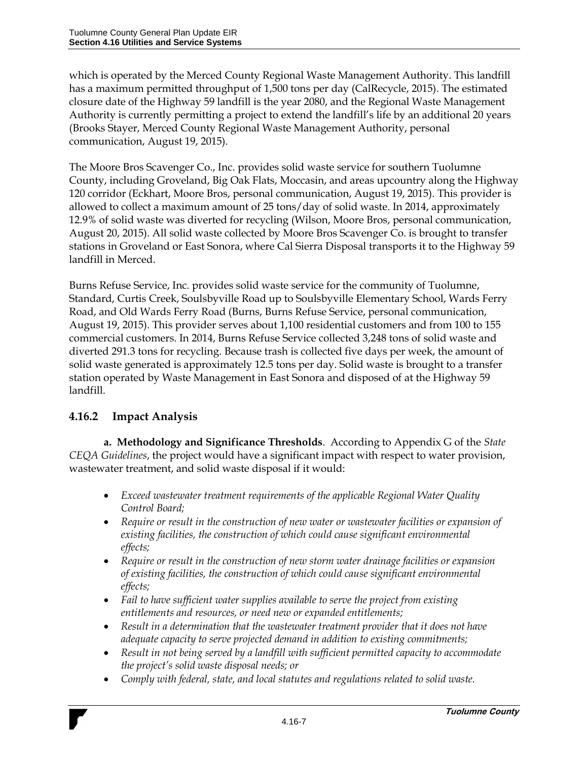which is operated by the Merced County Regional Waste Management Authority. This landfill has a maximum permitted throughput of 1,500 tons per day (CalRecycle, 2015). The estimated closure date of the Highway 59 landfill is the year 2080, and the Regional Waste Management Authority is currently permitting a project to extend the landfill's life by an additional 20 years (Brooks Stayer, Merced County Regional Waste Management Authority, personal communication, August 19, 2015).

The Moore Bros Scavenger Co., Inc. provides solid waste service for southern Tuolumne County, including Groveland, Big Oak Flats, Moccasin, and areas upcountry along the Highway 120 corridor (Eckhart, Moore Bros, personal communication, August 19, 2015). This provider is allowed to collect a maximum amount of 25 tons/day of solid waste. In 2014, approximately 12.9% of solid waste was diverted for recycling (Wilson, Moore Bros, personal communication, August 20, 2015). All solid waste collected by Moore Bros Scavenger Co. is brought to transfer stations in Groveland or East Sonora, where Cal Sierra Disposal transports it to the Highway 59 landfill in Merced.

Burns Refuse Service, Inc. provides solid waste service for the community of Tuolumne, Standard, Curtis Creek, Soulsbyville Road up to Soulsbyville Elementary School, Wards Ferry Road, and Old Wards Ferry Road (Burns, Burns Refuse Service, personal communication, August 19, 2015). This provider serves about 1,100 residential customers and from 100 to 155 commercial customers. In 2014, Burns Refuse Service collected 3,248 tons of solid waste and diverted 291.3 tons for recycling. Because trash is collected five days per week, the amount of solid waste generated is approximately 12.5 tons per day. Solid waste is brought to a transfer station operated by Waste Management in East Sonora and disposed of at the Highway 59 landfill.

## 4.16.2 Impact Analysis

**a. Methodology and Significance Thresholds**. According to Appendix G of the *State CEQA Guidelines*, the project would have a significant impact with respect to water provision, wastewater treatment, and solid waste disposal if it would:

- *Exceed wastewater treatment requirements of the applicable Regional Water Quality Control Board;*
- *Require or result in the construction of new water or wastewater facilities or expansion of existing facilities, the construction of which could cause significant environmental effects;*
- *Require or result in the construction of new storm water drainage facilities or expansion of existing facilities, the construction of which could cause significant environmental effects;*
- *Fail to have sufficient water supplies available to serve the project from existing entitlements and resources, or need new or expanded entitlements;*
- *Result in a determination that the wastewater treatment provider that it does not have adequate capacity to serve projected demand in addition to existing commitments;*
- *Result in not being served by a landfill with sufficient permitted capacity to accommodate the project's solid waste disposal needs; or*
- *Comply with federal, state, and local statutes and regulations related to solid waste.*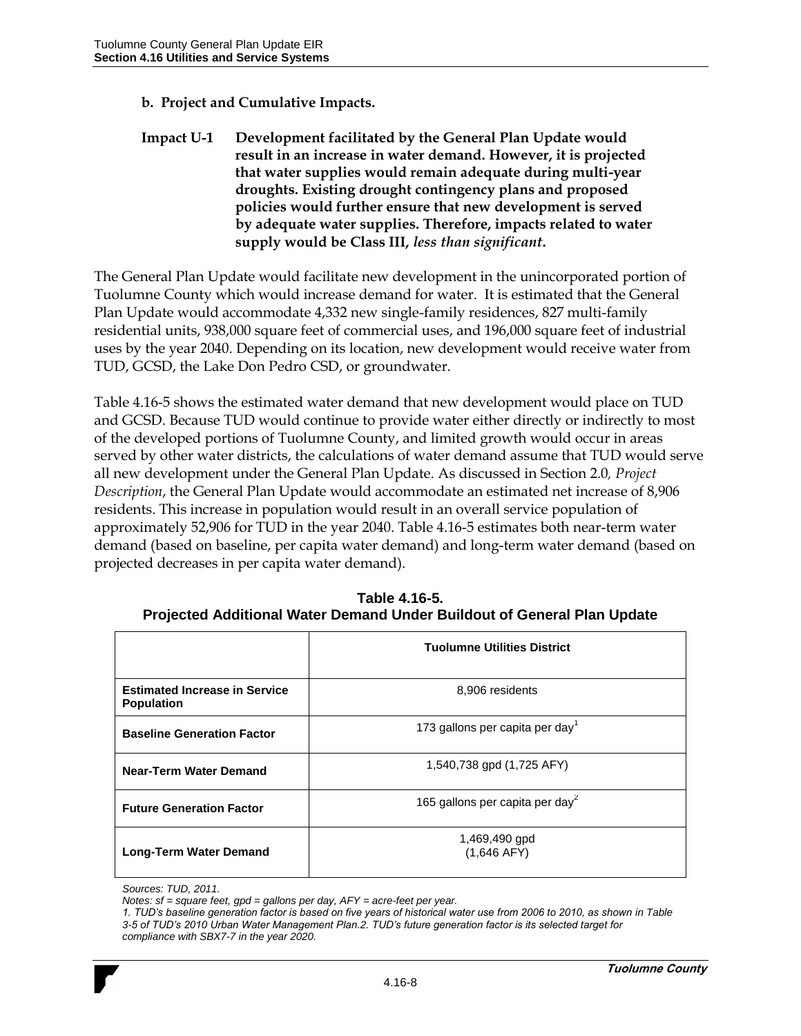**b. Project and Cumulative Impacts.**

**Impact U-1 Development facilitated by the General Plan Update would result in an increase in water demand. However, it is projected that water supplies would remain adequate during multi-year droughts. Existing drought contingency plans and proposed policies would further ensure that new development is served by adequate water supplies. Therefore, impacts related to water supply would be Class III, *less than significant*.**

The General Plan Update would facilitate new development in the unincorporated portion of Tuolumne County which would increase demand for water. It is estimated that the General Plan Update would accommodate 4,332 new single-family residences, 827 multi-family residential units, 938,000 square feet of commercial uses, and 196,000 square feet of industrial uses by the year 2040. Depending on its location, new development would receive water from TUD, GCSD, the Lake Don Pedro CSD, or groundwater.

Table 4.16-5 shows the estimated water demand that new development would place on TUD and GCSD. Because TUD would continue to provide water either directly or indirectly to most of the developed portions of Tuolumne County, and limited growth would occur in areas served by other water districts, the calculations of water demand assume that TUD would serve all new development under the General Plan Update. As discussed in Section 2.0, *Project Description*, the General Plan Update would accommodate an estimated net increase of 8,906 residents. This increase in population would result in an overall service population of approximately 52,906 for TUD in the year 2040. Table 4.16-5 estimates both near-term water demand (based on baseline, per capita water demand) and long-term water demand (based on projected decreases in per capita water demand).

**Table 4.16-5.**
**Projected Additional Water Demand Under Buildout of General Plan Update**

| | **Tuolumne Utilities District** |
|---|---|
| **Estimated Increase in Service Population** | 8,906 residents |
| **Baseline Generation Factor** | 173 gallons per capita per day[1] |
| **Near-Term Water Demand** | 1,540,738 gpd (1,725 AFY) |
| **Future Generation Factor** | 165 gallons per capita per day[2] |
| **Long-Term Water Demand** | 1,469,490 gpd (1,646 AFY) |

*Sources: TUD, 2011.*
*Notes: sf = square feet, gpd = gallons per day, AFY = acre-feet per year.*
*1. TUD's baseline generation factor is based on five years of historical water use from 2006 to 2010, as shown in Table 3-5 of TUD's 2010 Urban Water Management Plan.2. TUD's future generation factor is its selected target for compliance with SBX7-7 in the year 2020.*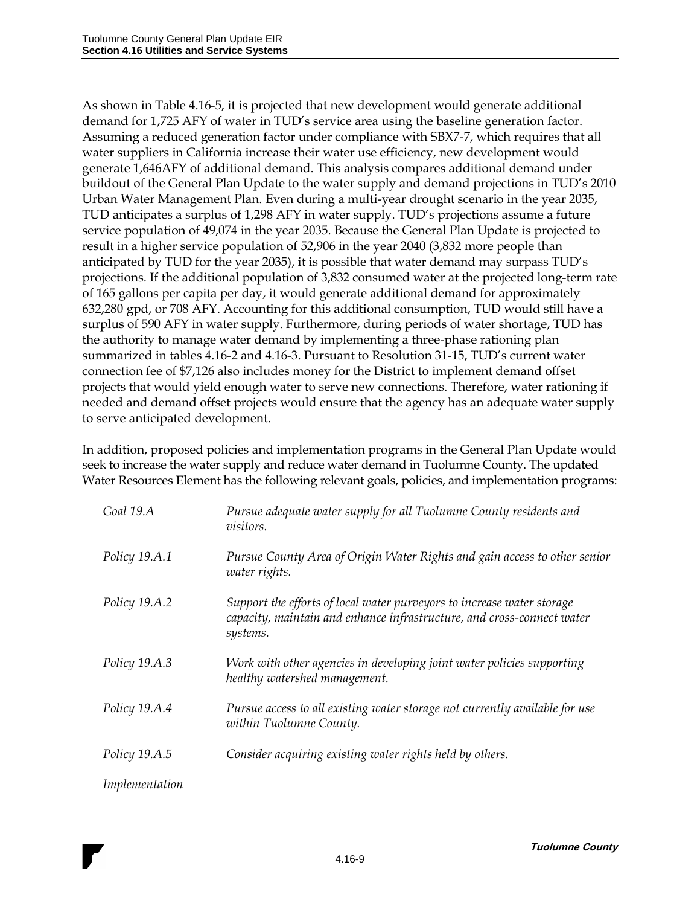As shown in Table 4.16-5, it is projected that new development would generate additional demand for 1,725 AFY of water in TUD's service area using the baseline generation factor. Assuming a reduced generation factor under compliance with SBX7-7, which requires that all water suppliers in California increase their water use efficiency, new development would generate 1,646AFY of additional demand. This analysis compares additional demand under buildout of the General Plan Update to the water supply and demand projections in TUD's 2010 Urban Water Management Plan. Even during a multi-year drought scenario in the year 2035, TUD anticipates a surplus of 1,298 AFY in water supply. TUD's projections assume a future service population of 49,074 in the year 2035. Because the General Plan Update is projected to result in a higher service population of 52,906 in the year 2040 (3,832 more people than anticipated by TUD for the year 2035), it is possible that water demand may surpass TUD's projections. If the additional population of 3,832 consumed water at the projected long-term rate of 165 gallons per capita per day, it would generate additional demand for approximately 632,280 gpd, or 708 AFY. Accounting for this additional consumption, TUD would still have a surplus of 590 AFY in water supply. Furthermore, during periods of water shortage, TUD has the authority to manage water demand by implementing a three-phase rationing plan summarized in tables 4.16-2 and 4.16-3. Pursuant to Resolution 31-15, TUD's current water connection fee of $7,126 also includes money for the District to implement demand offset projects that would yield enough water to serve new connections. Therefore, water rationing if needed and demand offset projects would ensure that the agency has an adequate water supply to serve anticipated development.

In addition, proposed policies and implementation programs in the General Plan Update would seek to increase the water supply and reduce water demand in Tuolumne County. The updated Water Resources Element has the following relevant goals, policies, and implementation programs:

| | |
|---|---|
| *Goal 19.A* | *Pursue adequate water supply for all Tuolumne County residents and visitors.* |
| *Policy 19.A.1* | *Pursue County Area of Origin Water Rights and gain access to other senior water rights.* |
| *Policy 19.A.2* | *Support the efforts of local water purveyors to increase water storage capacity, maintain and enhance infrastructure, and cross-connect water systems.* |
| *Policy 19.A.3* | *Work with other agencies in developing joint water policies supporting healthy watershed management.* |
| *Policy 19.A.4* | *Pursue access to all existing water storage not currently available for use within Tuolumne County.* |
| *Policy 19.A.5* | *Consider acquiring existing water rights held by others.* |

*Implementation*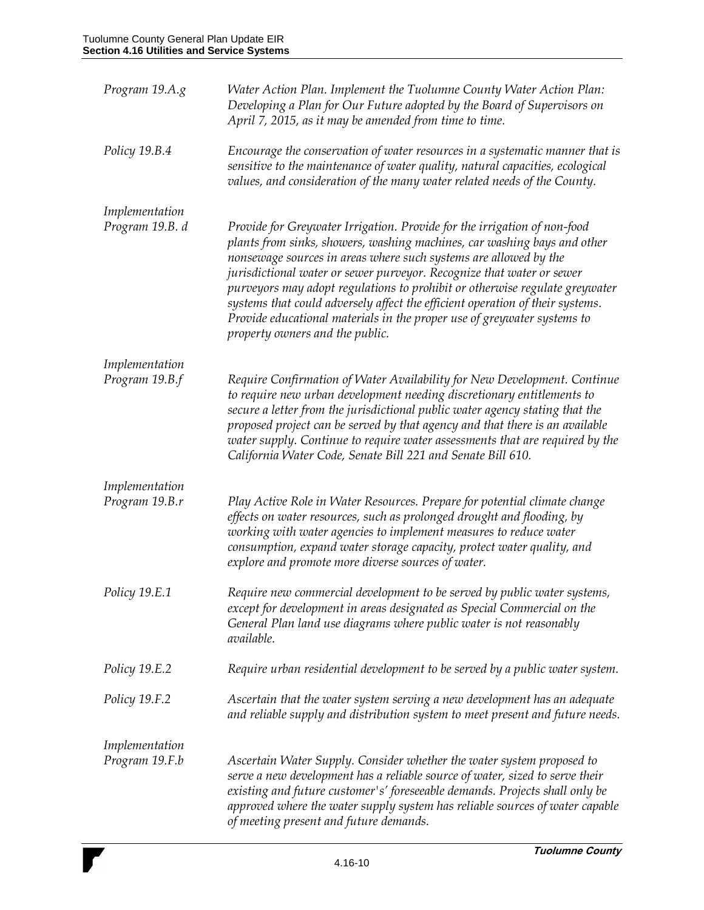| | |
|---|---|
| *Program 19.A.g* | *Water Action Plan. Implement the Tuolumne County Water Action Plan: Developing a Plan for Our Future adopted by the Board of Supervisors on April 7, 2015, as it may be amended from time to time.* |
| *Policy 19.B.4* | *Encourage the conservation of water resources in a systematic manner that is sensitive to the maintenance of water quality, natural capacities, ecological values, and consideration of the many water related needs of the County.* |
| *Implementation Program 19.B. d* | *Provide for Greywater Irrigation. Provide for the irrigation of non-food plants from sinks, showers, washing machines, car washing bays and other nonsewage sources in areas where such systems are allowed by the jurisdictional water or sewer purveyor. Recognize that water or sewer purveyors may adopt regulations to prohibit or otherwise regulate greywater systems that could adversely affect the efficient operation of their systems. Provide educational materials in the proper use of greywater systems to property owners and the public.* |
| *Implementation Program 19.B.f* | *Require Confirmation of Water Availability for New Development. Continue to require new urban development needing discretionary entitlements to secure a letter from the jurisdictional public water agency stating that the proposed project can be served by that agency and that there is an available water supply. Continue to require water assessments that are required by the California Water Code, Senate Bill 221 and Senate Bill 610.* |
| *Implementation Program 19.B.r* | *Play Active Role in Water Resources. Prepare for potential climate change effects on water resources, such as prolonged drought and flooding, by working with water agencies to implement measures to reduce water consumption, expand water storage capacity, protect water quality, and explore and promote more diverse sources of water.* |
| *Policy 19.E.1* | *Require new commercial development to be served by public water systems, except for development in areas designated as Special Commercial on the General Plan land use diagrams where public water is not reasonably available.* |
| *Policy 19.E.2* | *Require urban residential development to be served by a public water system.* |
| *Policy 19.F.2* | *Ascertain that the water system serving a new development has an adequate and reliable supply and distribution system to meet present and future needs.* |
| *Implementation Program 19.F.b* | *Ascertain Water Supply. Consider whether the water system proposed to serve a new development has a reliable source of water, sized to serve their existing and future customer's' foreseeable demands. Projects shall only be approved where the water supply system has reliable sources of water capable of meeting present and future demands.* |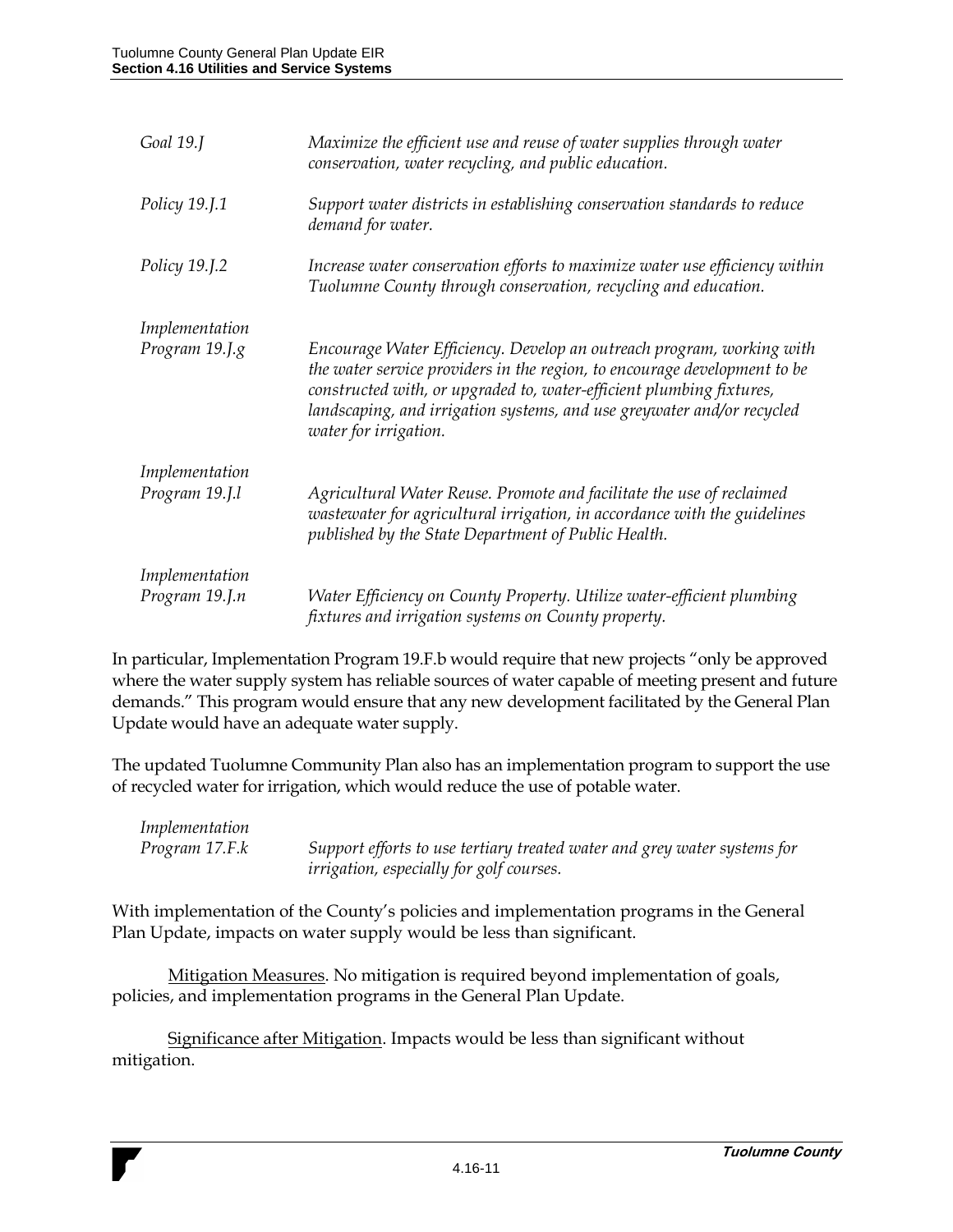| | |
|---|---|
| *Goal 19.J* | *Maximize the efficient use and reuse of water supplies through water conservation, water recycling, and public education.* |
| *Policy 19.J.1* | *Support water districts in establishing conservation standards to reduce demand for water.* |
| *Policy 19.J.2* | *Increase water conservation efforts to maximize water use efficiency within Tuolumne County through conservation, recycling and education.* |
| *Implementation Program 19.J.g* | *Encourage Water Efficiency. Develop an outreach program, working with the water service providers in the region, to encourage development to be constructed with, or upgraded to, water-efficient plumbing fixtures, landscaping, and irrigation systems, and use greywater and/or recycled water for irrigation.* |
| *Implementation Program 19.J.l* | *Agricultural Water Reuse. Promote and facilitate the use of reclaimed wastewater for agricultural irrigation, in accordance with the guidelines published by the State Department of Public Health.* |
| *Implementation Program 19.J.n* | *Water Efficiency on County Property. Utilize water-efficient plumbing fixtures and irrigation systems on County property.* |

In particular, Implementation Program 19.F.b would require that new projects "only be approved where the water supply system has reliable sources of water capable of meeting present and future demands." This program would ensure that any new development facilitated by the General Plan Update would have an adequate water supply.

The updated Tuolumne Community Plan also has an implementation program to support the use of recycled water for irrigation, which would reduce the use of potable water.

| | |
|---|---|
| *Implementation Program 17.F.k* | *Support efforts to use tertiary treated water and grey water systems for irrigation, especially for golf courses.* |

With implementation of the County's policies and implementation programs in the General Plan Update, impacts on water supply would be less than significant.

Mitigation Measures. No mitigation is required beyond implementation of goals, policies, and implementation programs in the General Plan Update.

Significance after Mitigation. Impacts would be less than significant without mitigation.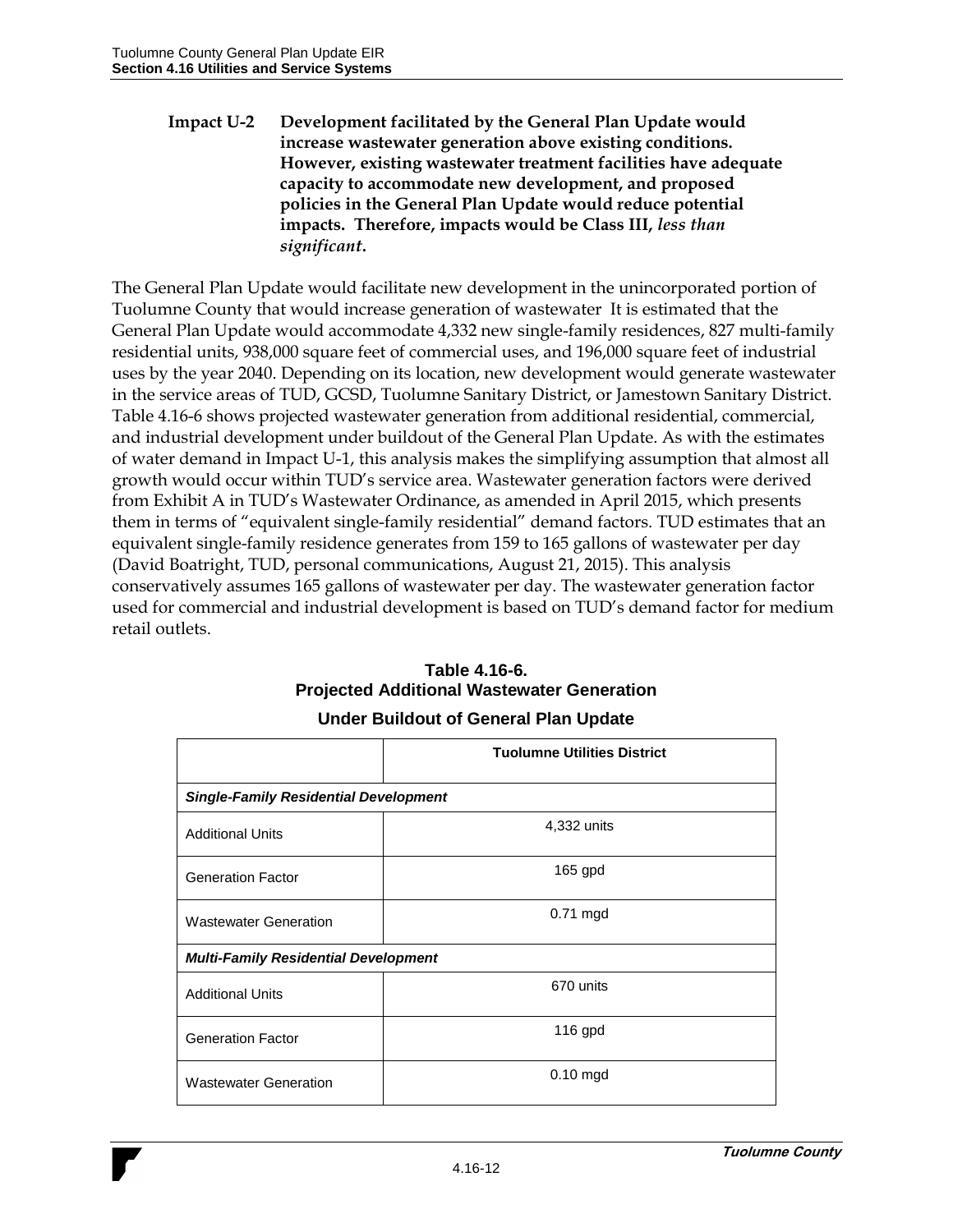**Impact U-2 Development facilitated by the General Plan Update would increase wastewater generation above existing conditions. However, existing wastewater treatment facilities have adequate capacity to accommodate new development, and proposed policies in the General Plan Update would reduce potential impacts. Therefore, impacts would be Class III, *less than significant*.**

The General Plan Update would facilitate new development in the unincorporated portion of Tuolumne County that would increase generation of wastewater It is estimated that the General Plan Update would accommodate 4,332 new single-family residences, 827 multi-family residential units, 938,000 square feet of commercial uses, and 196,000 square feet of industrial uses by the year 2040. Depending on its location, new development would generate wastewater in the service areas of TUD, GCSD, Tuolumne Sanitary District, or Jamestown Sanitary District. Table 4.16-6 shows projected wastewater generation from additional residential, commercial, and industrial development under buildout of the General Plan Update. As with the estimates of water demand in Impact U-1, this analysis makes the simplifying assumption that almost all growth would occur within TUD's service area. Wastewater generation factors were derived from Exhibit A in TUD's Wastewater Ordinance, as amended in April 2015, which presents them in terms of "equivalent single-family residential" demand factors. TUD estimates that an equivalent single-family residence generates from 159 to 165 gallons of wastewater per day (David Boatright, TUD, personal communications, August 21, 2015). This analysis conservatively assumes 165 gallons of wastewater per day. The wastewater generation factor used for commercial and industrial development is based on TUD's demand factor for medium retail outlets.

**Table 4.16-6. Projected Additional Wastewater Generation Under Buildout of General Plan Update**

| | Tuolumne Utilities District |
|---|---|
| ***Single-Family Residential Development*** | |
| Additional Units | 4,332 units |
| Generation Factor | 165 gpd |
| Wastewater Generation | 0.71 mgd |
| ***Multi-Family Residential Development*** | |
| Additional Units | 670 units |
| Generation Factor | 116 gpd |
| Wastewater Generation | 0.10 mgd |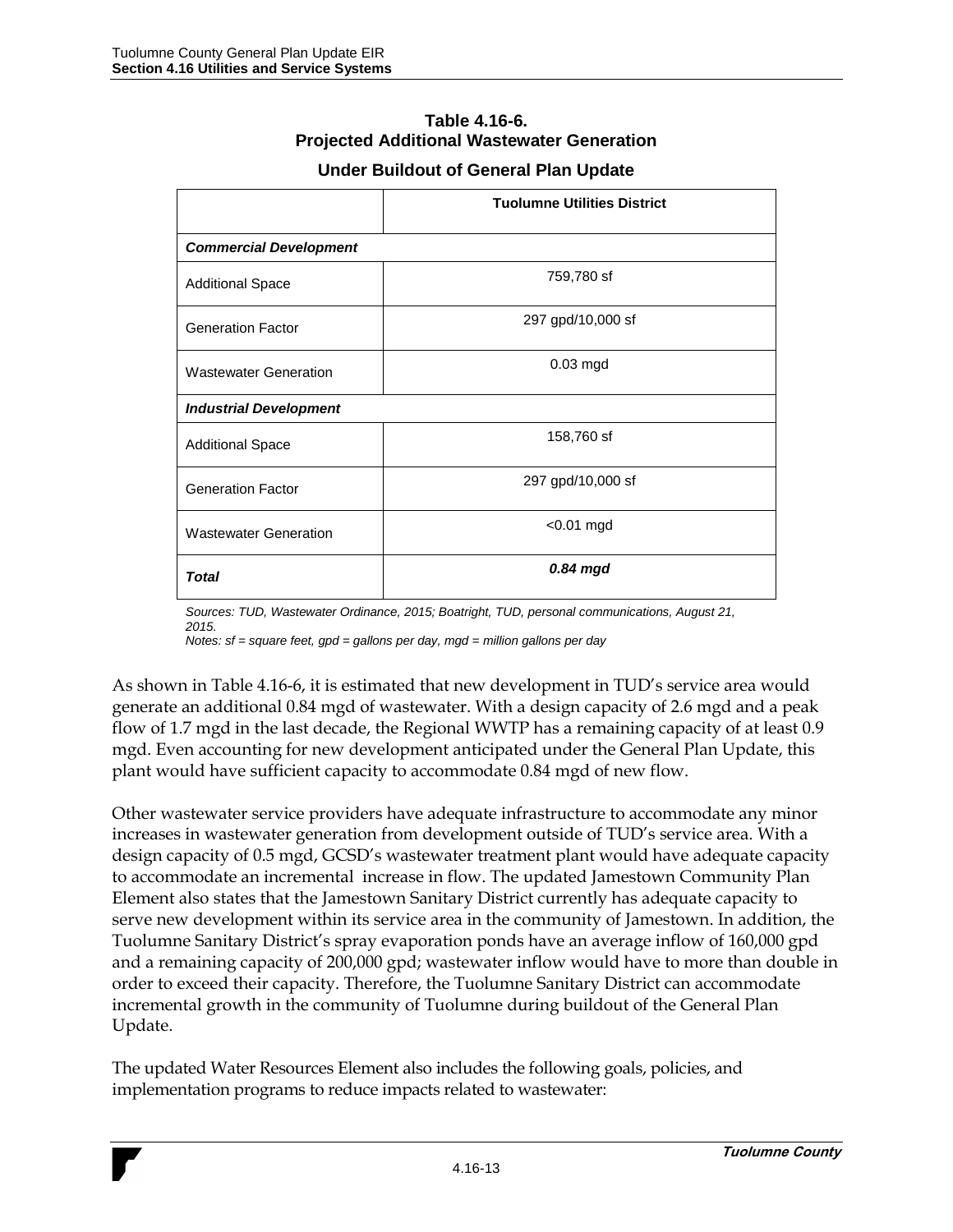**Table 4.16-6.
Projected Additional Wastewater Generation
Under Buildout of General Plan Update**

| | Tuolumne Utilities District |
|---|---|
| ***Commercial Development*** | |
| Additional Space | 759,780 sf |
| Generation Factor | 297 gpd/10,000 sf |
| Wastewater Generation | 0.03 mgd |
| ***Industrial Development*** | |
| Additional Space | 158,760 sf |
| Generation Factor | 297 gpd/10,000 sf |
| Wastewater Generation | <0.01 mgd |
| ***Total*** | ***0.84 mgd*** |

*Sources: TUD, Wastewater Ordinance, 2015; Boatright, TUD, personal communications, August 21, 2015.*
*Notes: sf = square feet, gpd = gallons per day, mgd = million gallons per day*

As shown in Table 4.16-6, it is estimated that new development in TUD's service area would generate an additional 0.84 mgd of wastewater. With a design capacity of 2.6 mgd and a peak flow of 1.7 mgd in the last decade, the Regional WWTP has a remaining capacity of at least 0.9 mgd. Even accounting for new development anticipated under the General Plan Update, this plant would have sufficient capacity to accommodate 0.84 mgd of new flow.

Other wastewater service providers have adequate infrastructure to accommodate any minor increases in wastewater generation from development outside of TUD's service area. With a design capacity of 0.5 mgd, GCSD's wastewater treatment plant would have adequate capacity to accommodate an incremental increase in flow. The updated Jamestown Community Plan Element also states that the Jamestown Sanitary District currently has adequate capacity to serve new development within its service area in the community of Jamestown. In addition, the Tuolumne Sanitary District's spray evaporation ponds have an average inflow of 160,000 gpd and a remaining capacity of 200,000 gpd; wastewater inflow would have to more than double in order to exceed their capacity. Therefore, the Tuolumne Sanitary District can accommodate incremental growth in the community of Tuolumne during buildout of the General Plan Update.

The updated Water Resources Element also includes the following goals, policies, and implementation programs to reduce impacts related to wastewater: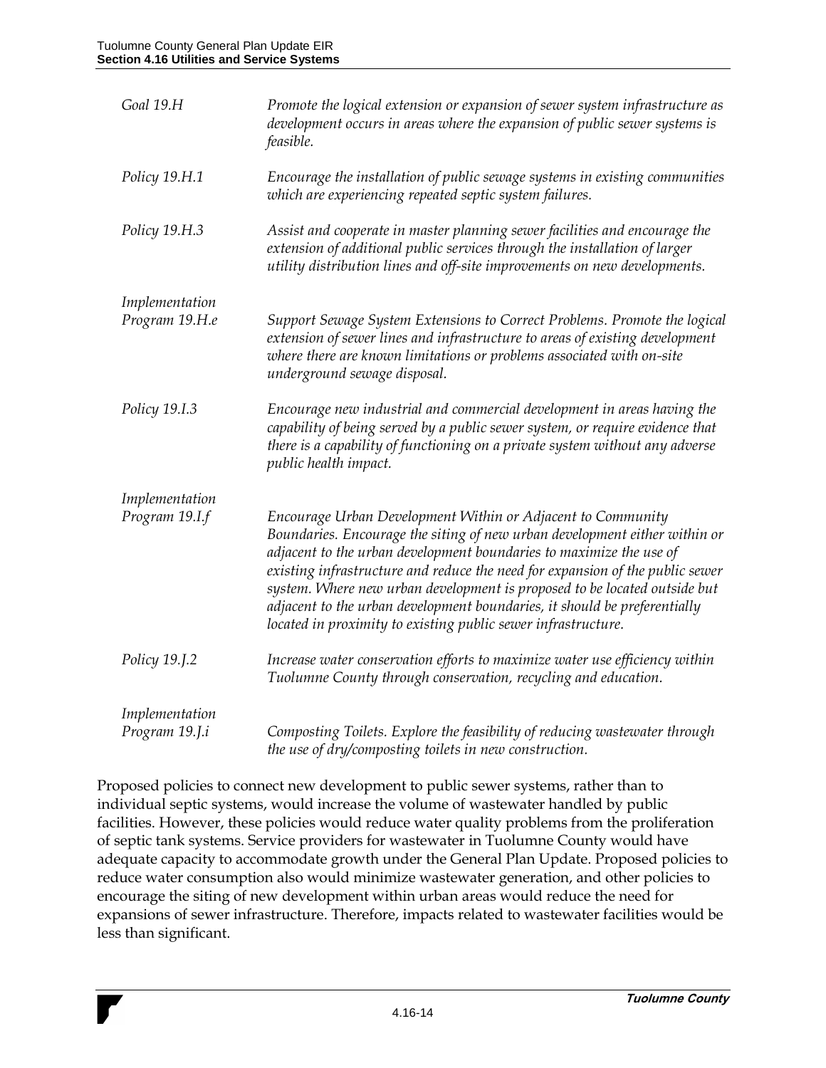| | |
|---|---|
| *Goal 19.H* | *Promote the logical extension or expansion of sewer system infrastructure as development occurs in areas where the expansion of public sewer systems is feasible.* |
| *Policy 19.H.1* | *Encourage the installation of public sewage systems in existing communities which are experiencing repeated septic system failures.* |
| *Policy 19.H.3* | *Assist and cooperate in master planning sewer facilities and encourage the extension of additional public services through the installation of larger utility distribution lines and off-site improvements on new developments.* |
| *Implementation Program 19.H.e* | *Support Sewage System Extensions to Correct Problems. Promote the logical extension of sewer lines and infrastructure to areas of existing development where there are known limitations or problems associated with on-site underground sewage disposal.* |
| *Policy 19.I.3* | *Encourage new industrial and commercial development in areas having the capability of being served by a public sewer system, or require evidence that there is a capability of functioning on a private system without any adverse public health impact.* |
| *Implementation Program 19.I.f* | *Encourage Urban Development Within or Adjacent to Community Boundaries. Encourage the siting of new urban development either within or adjacent to the urban development boundaries to maximize the use of existing infrastructure and reduce the need for expansion of the public sewer system. Where new urban development is proposed to be located outside but adjacent to the urban development boundaries, it should be preferentially located in proximity to existing public sewer infrastructure.* |
| *Policy 19.J.2* | *Increase water conservation efforts to maximize water use efficiency within Tuolumne County through conservation, recycling and education.* |
| *Implementation Program 19.J.i* | *Composting Toilets. Explore the feasibility of reducing wastewater through the use of dry/composting toilets in new construction.* |

Proposed policies to connect new development to public sewer systems, rather than to individual septic systems, would increase the volume of wastewater handled by public facilities. However, these policies would reduce water quality problems from the proliferation of septic tank systems. Service providers for wastewater in Tuolumne County would have adequate capacity to accommodate growth under the General Plan Update. Proposed policies to reduce water consumption also would minimize wastewater generation, and other policies to encourage the siting of new development within urban areas would reduce the need for expansions of sewer infrastructure. Therefore, impacts related to wastewater facilities would be less than significant.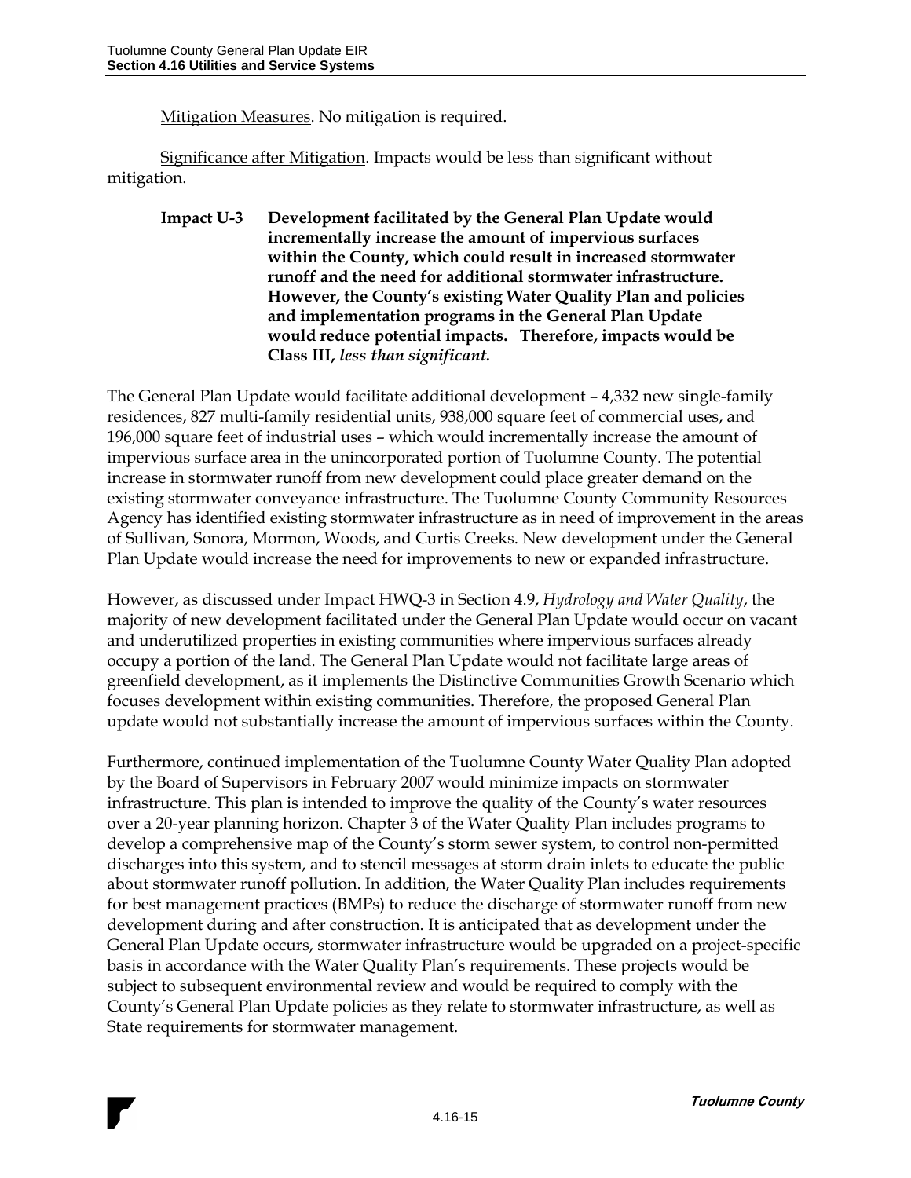<u>Mitigation Measures</u>. No mitigation is required.

<u>Significance after Mitigation</u>. Impacts would be less than significant without mitigation.

**Impact U-3 Development facilitated by the General Plan Update would incrementally increase the amount of impervious surfaces within the County, which could result in increased stormwater runoff and the need for additional stormwater infrastructure. However, the County's existing Water Quality Plan and policies and implementation programs in the General Plan Update would reduce potential impacts. Therefore, impacts would be Class III, *less than significant*.**

The General Plan Update would facilitate additional development – 4,332 new single-family residences, 827 multi-family residential units, 938,000 square feet of commercial uses, and 196,000 square feet of industrial uses – which would incrementally increase the amount of impervious surface area in the unincorporated portion of Tuolumne County. The potential increase in stormwater runoff from new development could place greater demand on the existing stormwater conveyance infrastructure. The Tuolumne County Community Resources Agency has identified existing stormwater infrastructure as in need of improvement in the areas of Sullivan, Sonora, Mormon, Woods, and Curtis Creeks. New development under the General Plan Update would increase the need for improvements to new or expanded infrastructure.

However, as discussed under Impact HWQ-3 in Section 4.9, *Hydrology and Water Quality*, the majority of new development facilitated under the General Plan Update would occur on vacant and underutilized properties in existing communities where impervious surfaces already occupy a portion of the land. The General Plan Update would not facilitate large areas of greenfield development, as it implements the Distinctive Communities Growth Scenario which focuses development within existing communities. Therefore, the proposed General Plan update would not substantially increase the amount of impervious surfaces within the County.

Furthermore, continued implementation of the Tuolumne County Water Quality Plan adopted by the Board of Supervisors in February 2007 would minimize impacts on stormwater infrastructure. This plan is intended to improve the quality of the County's water resources over a 20-year planning horizon. Chapter 3 of the Water Quality Plan includes programs to develop a comprehensive map of the County's storm sewer system, to control non-permitted discharges into this system, and to stencil messages at storm drain inlets to educate the public about stormwater runoff pollution. In addition, the Water Quality Plan includes requirements for best management practices (BMPs) to reduce the discharge of stormwater runoff from new development during and after construction. It is anticipated that as development under the General Plan Update occurs, stormwater infrastructure would be upgraded on a project-specific basis in accordance with the Water Quality Plan's requirements. These projects would be subject to subsequent environmental review and would be required to comply with the County's General Plan Update policies as they relate to stormwater infrastructure, as well as State requirements for stormwater management.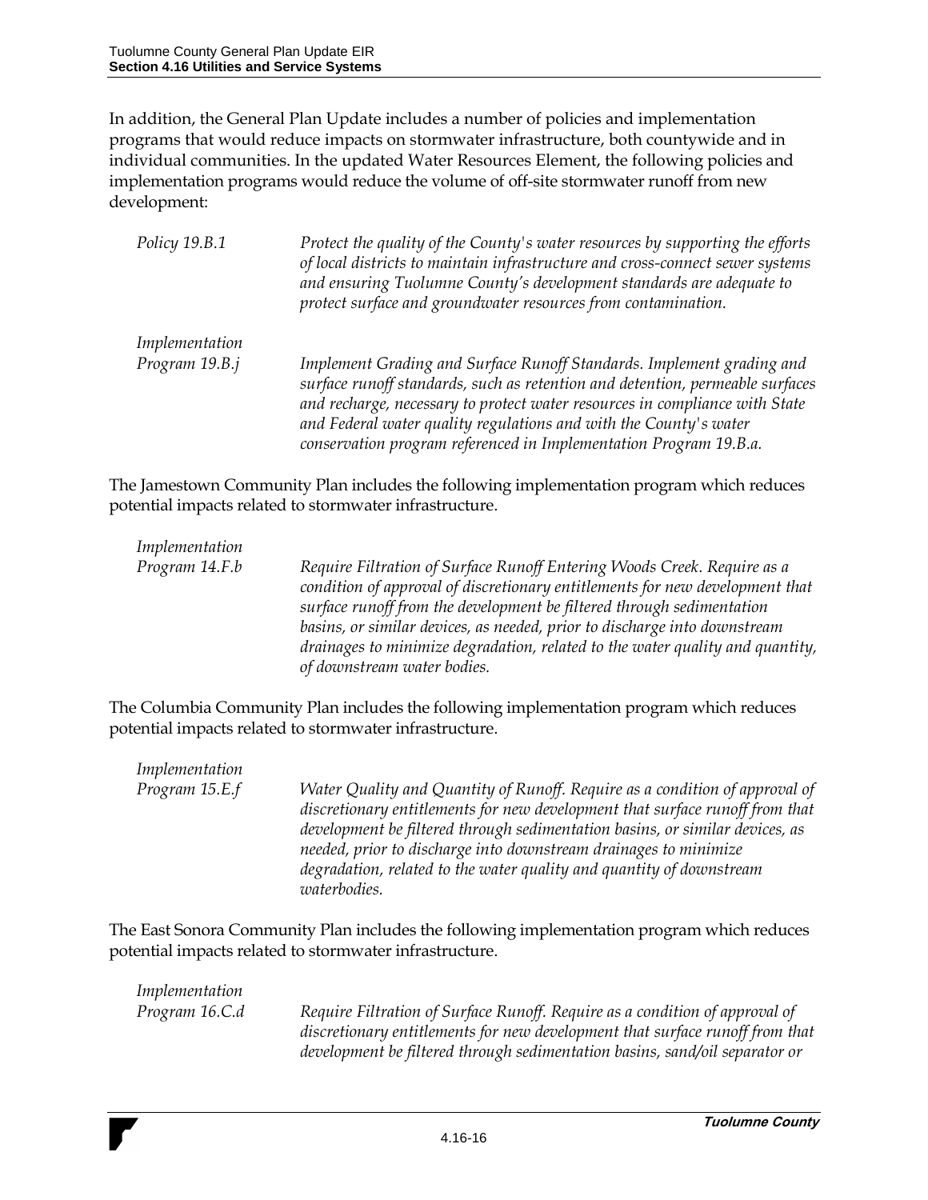In addition, the General Plan Update includes a number of policies and implementation programs that would reduce impacts on stormwater infrastructure, both countywide and in individual communities. In the updated Water Resources Element, the following policies and implementation programs would reduce the volume of off-site stormwater runoff from new development:

| | |
|---|---|
| *Policy 19.B.1* | *Protect the quality of the County's water resources by supporting the efforts of local districts to maintain infrastructure and cross-connect sewer systems and ensuring Tuolumne County's development standards are adequate to protect surface and groundwater resources from contamination.* |
| *Implementation Program 19.B.j* | *Implement Grading and Surface Runoff Standards. Implement grading and surface runoff standards, such as retention and detention, permeable surfaces and recharge, necessary to protect water resources in compliance with State and Federal water quality regulations and with the County's water conservation program referenced in Implementation Program 19.B.a.* |

The Jamestown Community Plan includes the following implementation program which reduces potential impacts related to stormwater infrastructure.

| | |
|---|---|
| *Implementation Program 14.F.b* | *Require Filtration of Surface Runoff Entering Woods Creek. Require as a condition of approval of discretionary entitlements for new development that surface runoff from the development be filtered through sedimentation basins, or similar devices, as needed, prior to discharge into downstream drainages to minimize degradation, related to the water quality and quantity, of downstream water bodies.* |

The Columbia Community Plan includes the following implementation program which reduces potential impacts related to stormwater infrastructure.

| | |
|---|---|
| *Implementation Program 15.E.f* | *Water Quality and Quantity of Runoff. Require as a condition of approval of discretionary entitlements for new development that surface runoff from that development be filtered through sedimentation basins, or similar devices, as needed, prior to discharge into downstream drainages to minimize degradation, related to the water quality and quantity of downstream waterbodies.* |

The East Sonora Community Plan includes the following implementation program which reduces potential impacts related to stormwater infrastructure.

| | |
|---|---|
| *Implementation Program 16.C.d* | *Require Filtration of Surface Runoff. Require as a condition of approval of discretionary entitlements for new development that surface runoff from that development be filtered through sedimentation basins, sand/oil separator or* |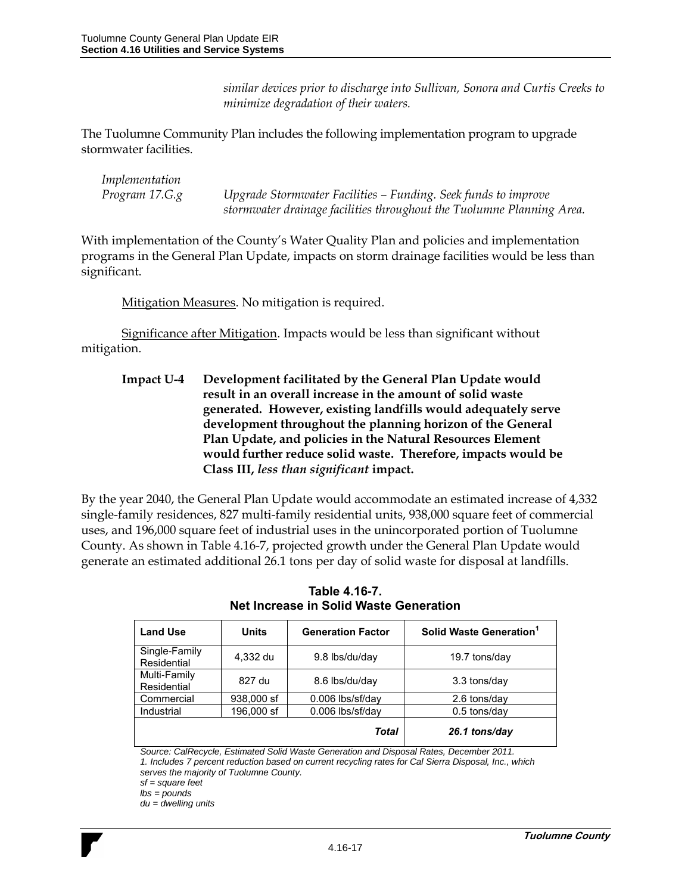*similar devices prior to discharge into Sullivan, Sonora and Curtis Creeks to minimize degradation of their waters.*

The Tuolumne Community Plan includes the following implementation program to upgrade stormwater facilities.

*Implementation Program 17.G.g* *Upgrade Stormwater Facilities – Funding. Seek funds to improve stormwater drainage facilities throughout the Tuolumne Planning Area.*

With implementation of the County's Water Quality Plan and policies and implementation programs in the General Plan Update, impacts on storm drainage facilities would be less than significant.

Mitigation Measures. No mitigation is required.

Significance after Mitigation. Impacts would be less than significant without mitigation.

**Impact U-4 Development facilitated by the General Plan Update would result in an overall increase in the amount of solid waste generated. However, existing landfills would adequately serve development throughout the planning horizon of the General Plan Update, and policies in the Natural Resources Element would further reduce solid waste. Therefore, impacts would be Class III, *less than significant* impact.**

By the year 2040, the General Plan Update would accommodate an estimated increase of 4,332 single-family residences, 827 multi-family residential units, 938,000 square feet of commercial uses, and 196,000 square feet of industrial uses in the unincorporated portion of Tuolumne County. As shown in Table 4.16-7, projected growth under the General Plan Update would generate an estimated additional 26.1 tons per day of solid waste for disposal at landfills.

**Table 4.16-7. Net Increase in Solid Waste Generation**

| Land Use | Units | Generation Factor | Solid Waste Generation[1] |
|---|---|---|---|
| Single-Family Residential | 4,332 du | 9.8 lbs/du/day | 19.7 tons/day |
| Multi-Family Residential | 827 du | 8.6 lbs/du/day | 3.3 tons/day |
| Commercial | 938,000 sf | 0.006 lbs/sf/day | 2.6 tons/day |
| Industrial | 196,000 sf | 0.006 lbs/sf/day | 0.5 tons/day |
| | | ***Total*** | ***26.1 tons/day*** |

*Source: CalRecycle, Estimated Solid Waste Generation and Disposal Rates, December 2011.*
*1. Includes 7 percent reduction based on current recycling rates for Cal Sierra Disposal, Inc., which serves the majority of Tuolumne County.*
*sf = square feet*
*lbs = pounds*
*du = dwelling units*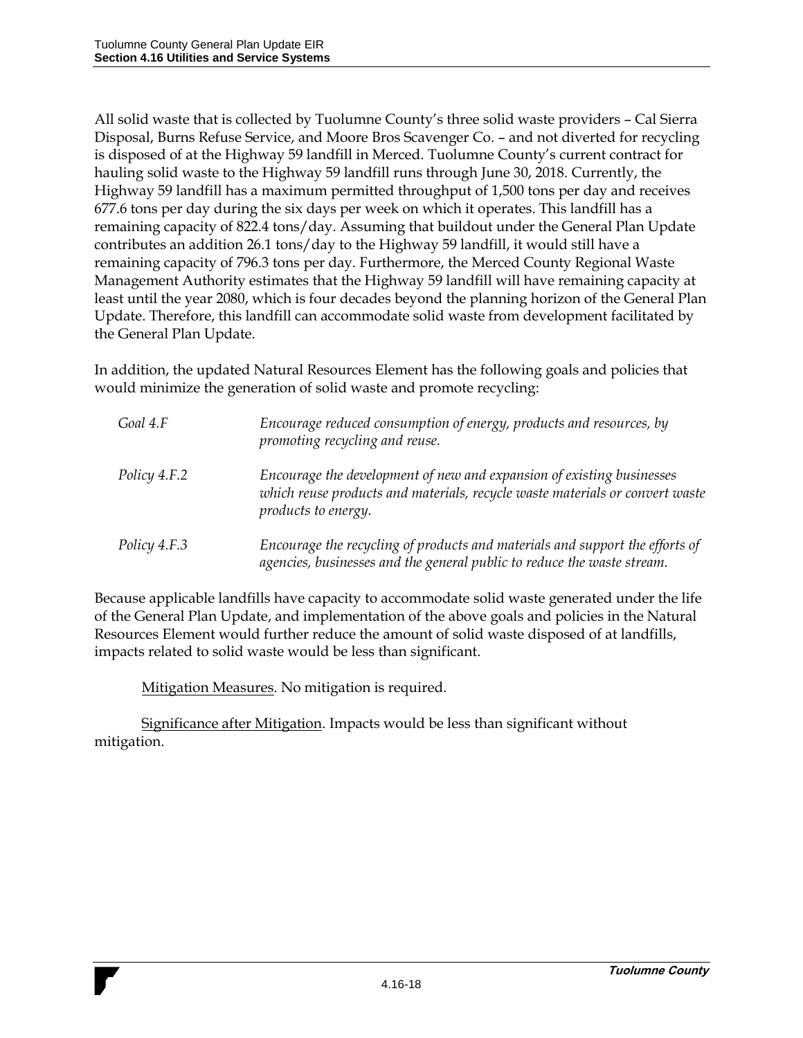All solid waste that is collected by Tuolumne County's three solid waste providers – Cal Sierra Disposal, Burns Refuse Service, and Moore Bros Scavenger Co. – and not diverted for recycling is disposed of at the Highway 59 landfill in Merced. Tuolumne County's current contract for hauling solid waste to the Highway 59 landfill runs through June 30, 2018. Currently, the Highway 59 landfill has a maximum permitted throughput of 1,500 tons per day and receives 677.6 tons per day during the six days per week on which it operates. This landfill has a remaining capacity of 822.4 tons/day. Assuming that buildout under the General Plan Update contributes an addition 26.1 tons/day to the Highway 59 landfill, it would still have a remaining capacity of 796.3 tons per day. Furthermore, the Merced County Regional Waste Management Authority estimates that the Highway 59 landfill will have remaining capacity at least until the year 2080, which is four decades beyond the planning horizon of the General Plan Update. Therefore, this landfill can accommodate solid waste from development facilitated by the General Plan Update.

In addition, the updated Natural Resources Element has the following goals and policies that would minimize the generation of solid waste and promote recycling:

| | |
|---|---|
| *Goal 4.F* | *Encourage reduced consumption of energy, products and resources, by promoting recycling and reuse.* |
| *Policy 4.F.2* | *Encourage the development of new and expansion of existing businesses which reuse products and materials, recycle waste materials or convert waste products to energy.* |
| *Policy 4.F.3* | *Encourage the recycling of products and materials and support the efforts of agencies, businesses and the general public to reduce the waste stream.* |

Because applicable landfills have capacity to accommodate solid waste generated under the life of the General Plan Update, and implementation of the above goals and policies in the Natural Resources Element would further reduce the amount of solid waste disposed of at landfills, impacts related to solid waste would be less than significant.

Mitigation Measures. No mitigation is required.

Significance after Mitigation. Impacts would be less than significant without mitigation.